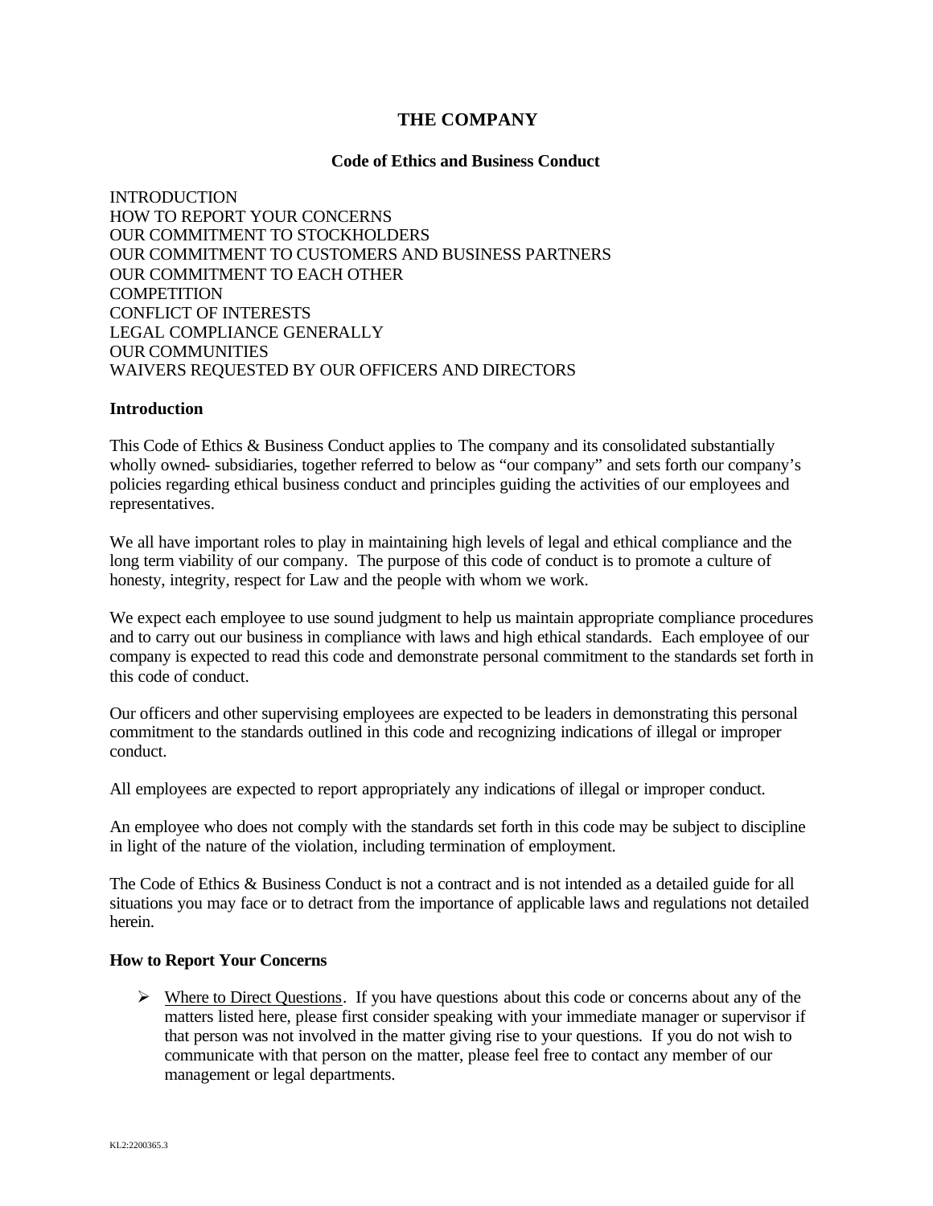# THE COMPANY

## Code of Ethics and Business Conduct

INTRODUCTION
HOW TO REPORT YOUR CONCERNS
OUR COMMITMENT TO STOCKHOLDERS
OUR COMMITMENT TO CUSTOMERS AND BUSINESS PARTNERS
OUR COMMITMENT TO EACH OTHER
COMPETITION
CONFLICT OF INTERESTS
LEGAL COMPLIANCE GENERALLY
OUR COMMUNITIES
WAIVERS REQUESTED BY OUR OFFICERS AND DIRECTORS

### Introduction

This Code of Ethics & Business Conduct applies to The company and its consolidated substantially wholly owned- subsidiaries, together referred to below as "our company" and sets forth our company's policies regarding ethical business conduct and principles guiding the activities of our employees and representatives.

We all have important roles to play in maintaining high levels of legal and ethical compliance and the long term viability of our company. The purpose of this code of conduct is to promote a culture of honesty, integrity, respect for Law and the people with whom we work.

We expect each employee to use sound judgment to help us maintain appropriate compliance procedures and to carry out our business in compliance with laws and high ethical standards. Each employee of our company is expected to read this code and demonstrate personal commitment to the standards set forth in this code of conduct.

Our officers and other supervising employees are expected to be leaders in demonstrating this personal commitment to the standards outlined in this code and recognizing indications of illegal or improper conduct.

All employees are expected to report appropriately any indications of illegal or improper conduct.

An employee who does not comply with the standards set forth in this code may be subject to discipline in light of the nature of the violation, including termination of employment.

The Code of Ethics & Business Conduct is not a contract and is not intended as a detailed guide for all situations you may face or to detract from the importance of applicable laws and regulations not detailed herein.

### How to Report Your Concerns

- Where to Direct Questions. If you have questions about this code or concerns about any of the matters listed here, please first consider speaking with your immediate manager or supervisor if that person was not involved in the matter giving rise to your questions. If you do not wish to communicate with that person on the matter, please feel free to contact any member of our management or legal departments.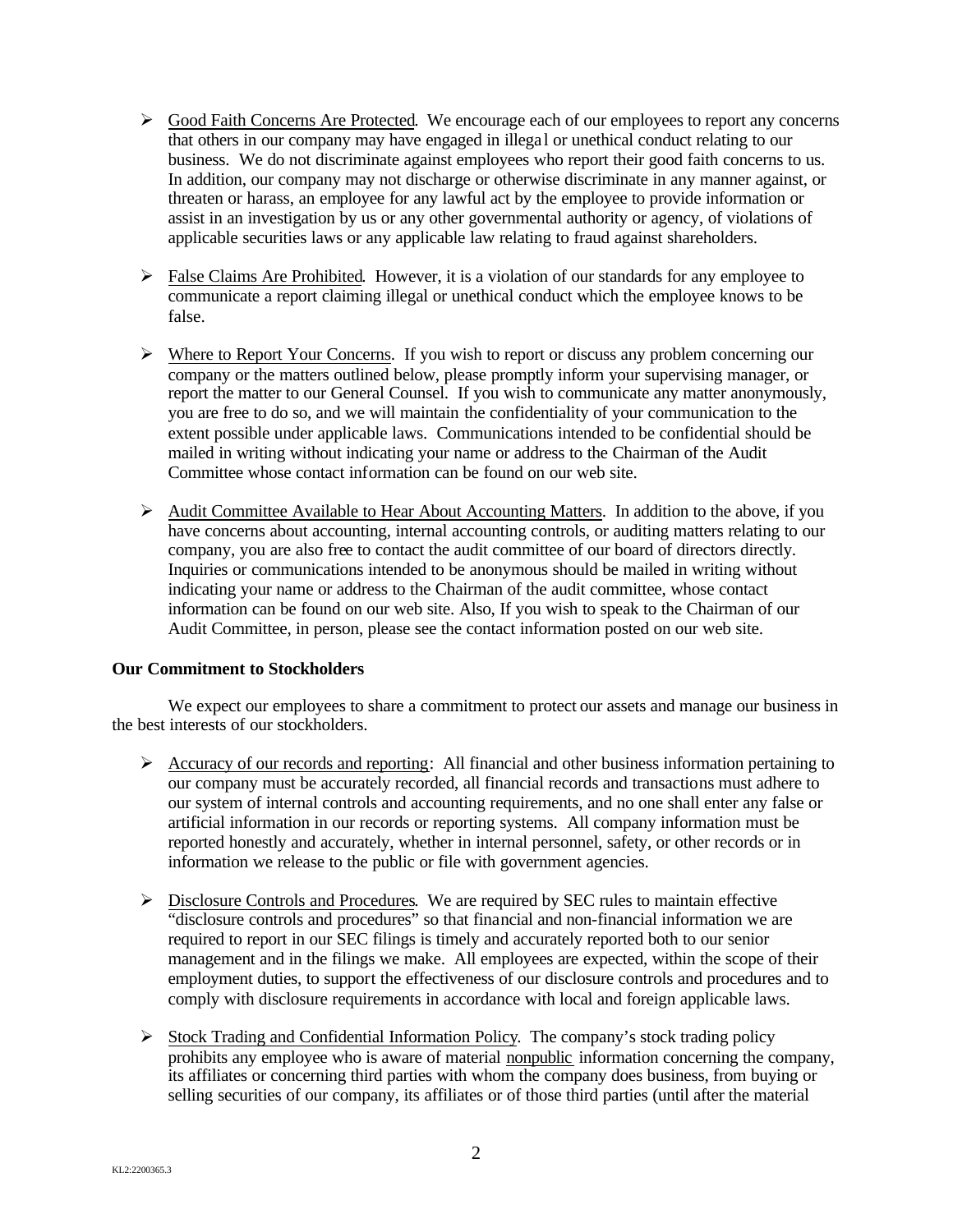- Good Faith Concerns Are Protected. We encourage each of our employees to report any concerns that others in our company may have engaged in illegal or unethical conduct relating to our business. We do not discriminate against employees who report their good faith concerns to us. In addition, our company may not discharge or otherwise discriminate in any manner against, or threaten or harass, an employee for any lawful act by the employee to provide information or assist in an investigation by us or any other governmental authority or agency, of violations of applicable securities laws or any applicable law relating to fraud against shareholders.

- False Claims Are Prohibited. However, it is a violation of our standards for any employee to communicate a report claiming illegal or unethical conduct which the employee knows to be false.

- Where to Report Your Concerns. If you wish to report or discuss any problem concerning our company or the matters outlined below, please promptly inform your supervising manager, or report the matter to our General Counsel. If you wish to communicate any matter anonymously, you are free to do so, and we will maintain the confidentiality of your communication to the extent possible under applicable laws. Communications intended to be confidential should be mailed in writing without indicating your name or address to the Chairman of the Audit Committee whose contact information can be found on our web site.

- Audit Committee Available to Hear About Accounting Matters. In addition to the above, if you have concerns about accounting, internal accounting controls, or auditing matters relating to our company, you are also free to contact the audit committee of our board of directors directly. Inquiries or communications intended to be anonymous should be mailed in writing without indicating your name or address to the Chairman of the audit committee, whose contact information can be found on our web site. Also, If you wish to speak to the Chairman of our Audit Committee, in person, please see the contact information posted on our web site.

**Our Commitment to Stockholders**

We expect our employees to share a commitment to protect our assets and manage our business in the best interests of our stockholders.

- Accuracy of our records and reporting: All financial and other business information pertaining to our company must be accurately recorded, all financial records and transactions must adhere to our system of internal controls and accounting requirements, and no one shall enter any false or artificial information in our records or reporting systems. All company information must be reported honestly and accurately, whether in internal personnel, safety, or other records or in information we release to the public or file with government agencies.

- Disclosure Controls and Procedures. We are required by SEC rules to maintain effective "disclosure controls and procedures" so that financial and non-financial information we are required to report in our SEC filings is timely and accurately reported both to our senior management and in the filings we make. All employees are expected, within the scope of their employment duties, to support the effectiveness of our disclosure controls and procedures and to comply with disclosure requirements in accordance with local and foreign applicable laws.

- Stock Trading and Confidential Information Policy. The company's stock trading policy prohibits any employee who is aware of material nonpublic information concerning the company, its affiliates or concerning third parties with whom the company does business, from buying or selling securities of our company, its affiliates or of those third parties (until after the material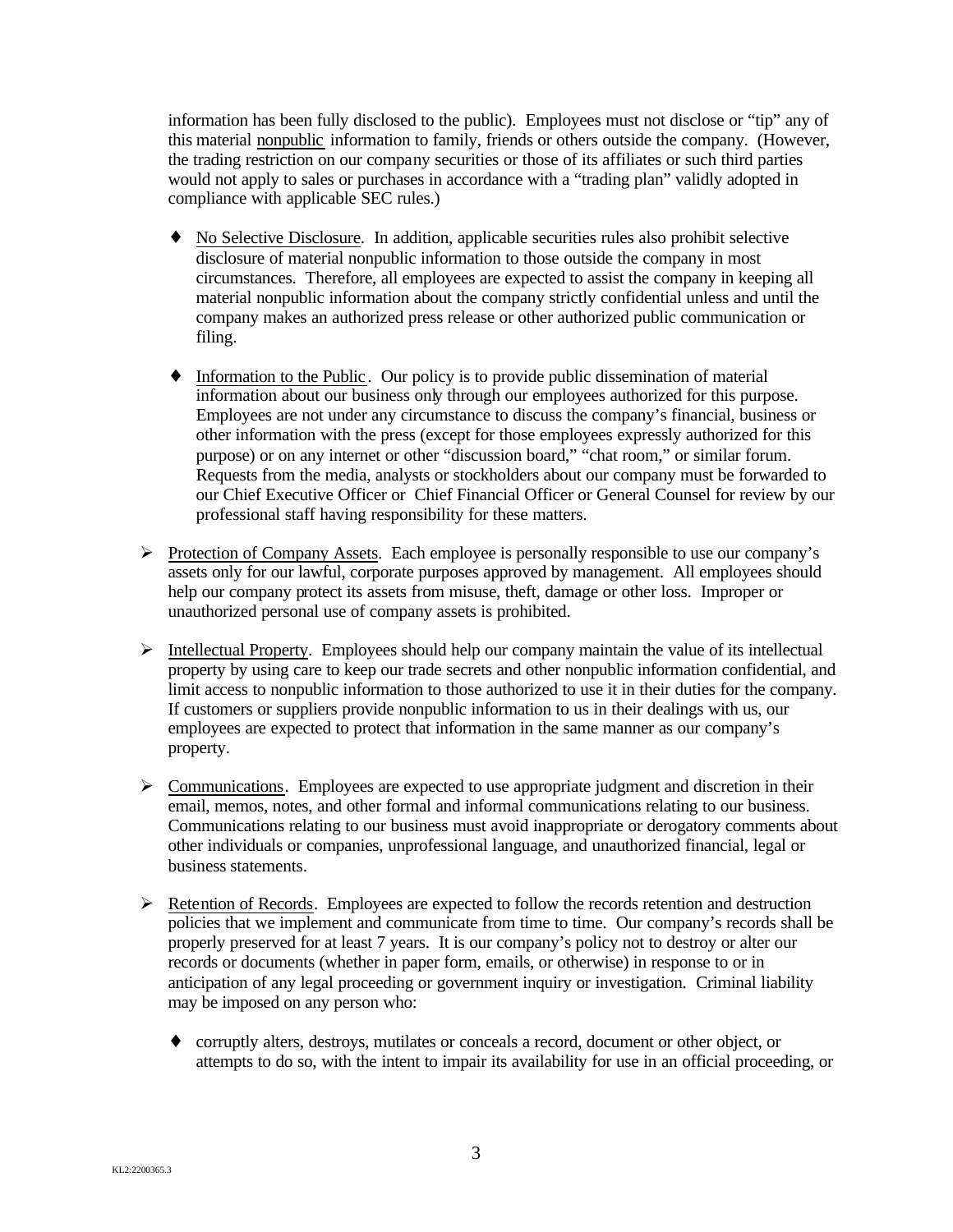information has been fully disclosed to the public). Employees must not disclose or "tip" any of this material <u>nonpublic</u> information to family, friends or others outside the company. (However, the trading restriction on our company securities or those of its affiliates or such third parties would not apply to sales or purchases in accordance with a "trading plan" validly adopted in compliance with applicable SEC rules.)

- <u>No Selective Disclosure</u>. In addition, applicable securities rules also prohibit selective disclosure of material nonpublic information to those outside the company in most circumstances. Therefore, all employees are expected to assist the company in keeping all material nonpublic information about the company strictly confidential unless and until the company makes an authorized press release or other authorized public communication or filing.

- <u>Information to the Public</u>. Our policy is to provide public dissemination of material information about our business only through our employees authorized for this purpose. Employees are not under any circumstance to discuss the company's financial, business or other information with the press (except for those employees expressly authorized for this purpose) or on any internet or other "discussion board," "chat room," or similar forum. Requests from the media, analysts or stockholders about our company must be forwarded to our Chief Executive Officer or Chief Financial Officer or General Counsel for review by our professional staff having responsibility for these matters.

- <u>Protection of Company Assets</u>. Each employee is personally responsible to use our company's assets only for our lawful, corporate purposes approved by management. All employees should help our company protect its assets from misuse, theft, damage or other loss. Improper or unauthorized personal use of company assets is prohibited.

- <u>Intellectual Property</u>. Employees should help our company maintain the value of its intellectual property by using care to keep our trade secrets and other nonpublic information confidential, and limit access to nonpublic information to those authorized to use it in their duties for the company. If customers or suppliers provide nonpublic information to us in their dealings with us, our employees are expected to protect that information in the same manner as our company's property.

- <u>Communications</u>. Employees are expected to use appropriate judgment and discretion in their email, memos, notes, and other formal and informal communications relating to our business. Communications relating to our business must avoid inappropriate or derogatory comments about other individuals or companies, unprofessional language, and unauthorized financial, legal or business statements.

- <u>Retention of Records</u>. Employees are expected to follow the records retention and destruction policies that we implement and communicate from time to time. Our company's records shall be properly preserved for at least 7 years. It is our company's policy not to destroy or alter our records or documents (whether in paper form, emails, or otherwise) in response to or in anticipation of any legal proceeding or government inquiry or investigation. Criminal liability may be imposed on any person who:

  - corruptly alters, destroys, mutilates or conceals a record, document or other object, or attempts to do so, with the intent to impair its availability for use in an official proceeding, or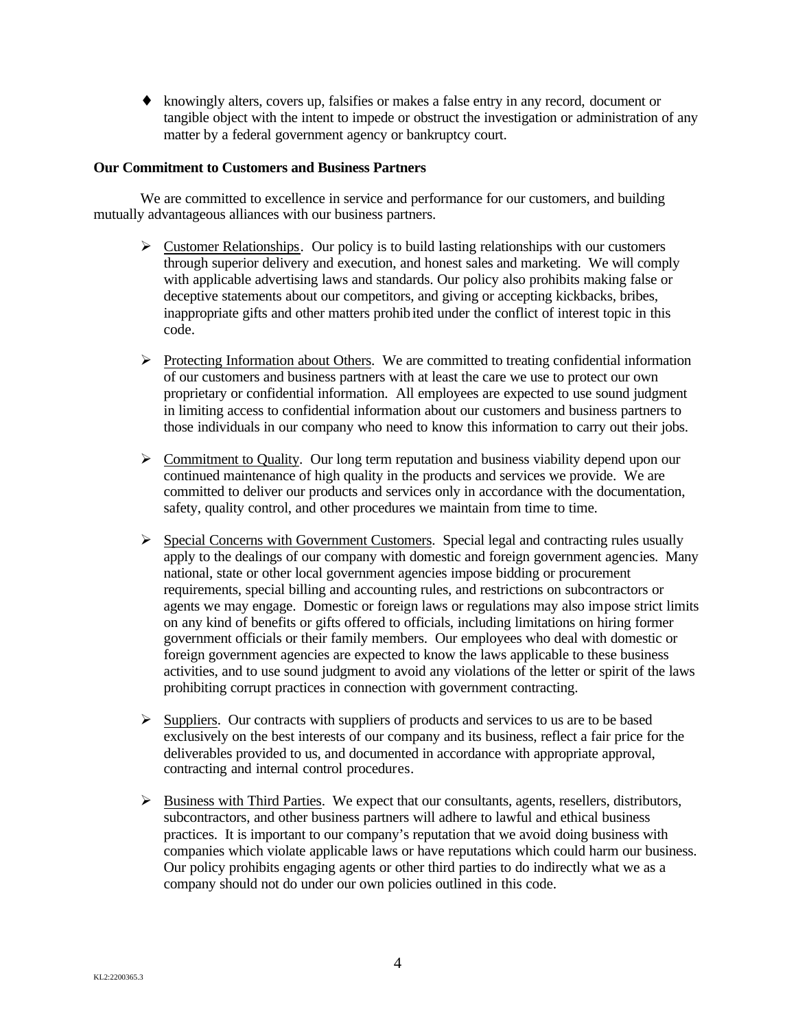- knowingly alters, covers up, falsifies or makes a false entry in any record, document or tangible object with the intent to impede or obstruct the investigation or administration of any matter by a federal government agency or bankruptcy court.

**Our Commitment to Customers and Business Partners**

We are committed to excellence in service and performance for our customers, and building mutually advantageous alliances with our business partners.

- Customer Relationships. Our policy is to build lasting relationships with our customers through superior delivery and execution, and honest sales and marketing. We will comply with applicable advertising laws and standards. Our policy also prohibits making false or deceptive statements about our competitors, and giving or accepting kickbacks, bribes, inappropriate gifts and other matters prohibited under the conflict of interest topic in this code.

- Protecting Information about Others. We are committed to treating confidential information of our customers and business partners with at least the care we use to protect our own proprietary or confidential information. All employees are expected to use sound judgment in limiting access to confidential information about our customers and business partners to those individuals in our company who need to know this information to carry out their jobs.

- Commitment to Quality. Our long term reputation and business viability depend upon our continued maintenance of high quality in the products and services we provide. We are committed to deliver our products and services only in accordance with the documentation, safety, quality control, and other procedures we maintain from time to time.

- Special Concerns with Government Customers. Special legal and contracting rules usually apply to the dealings of our company with domestic and foreign government agencies. Many national, state or other local government agencies impose bidding or procurement requirements, special billing and accounting rules, and restrictions on subcontractors or agents we may engage. Domestic or foreign laws or regulations may also impose strict limits on any kind of benefits or gifts offered to officials, including limitations on hiring former government officials or their family members. Our employees who deal with domestic or foreign government agencies are expected to know the laws applicable to these business activities, and to use sound judgment to avoid any violations of the letter or spirit of the laws prohibiting corrupt practices in connection with government contracting.

- Suppliers. Our contracts with suppliers of products and services to us are to be based exclusively on the best interests of our company and its business, reflect a fair price for the deliverables provided to us, and documented in accordance with appropriate approval, contracting and internal control procedures.

- Business with Third Parties. We expect that our consultants, agents, resellers, distributors, subcontractors, and other business partners will adhere to lawful and ethical business practices. It is important to our company's reputation that we avoid doing business with companies which violate applicable laws or have reputations which could harm our business. Our policy prohibits engaging agents or other third parties to do indirectly what we as a company should not do under our own policies outlined in this code.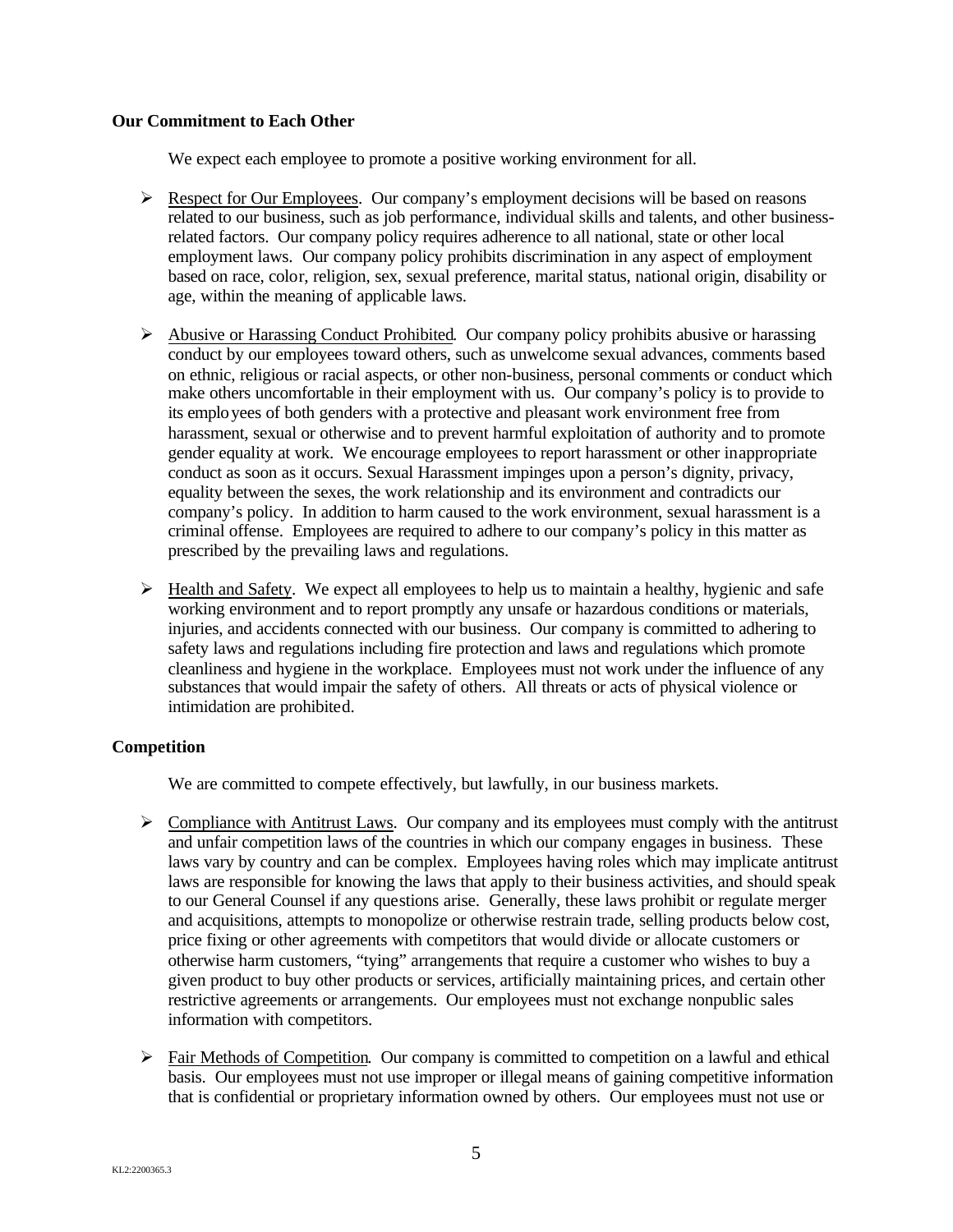**Our Commitment to Each Other**

We expect each employee to promote a positive working environment for all.

- Respect for Our Employees. Our company's employment decisions will be based on reasons related to our business, such as job performance, individual skills and talents, and other business-related factors. Our company policy requires adherence to all national, state or other local employment laws. Our company policy prohibits discrimination in any aspect of employment based on race, color, religion, sex, sexual preference, marital status, national origin, disability or age, within the meaning of applicable laws.

- Abusive or Harassing Conduct Prohibited. Our company policy prohibits abusive or harassing conduct by our employees toward others, such as unwelcome sexual advances, comments based on ethnic, religious or racial aspects, or other non-business, personal comments or conduct which make others uncomfortable in their employment with us. Our company's policy is to provide to its employees of both genders with a protective and pleasant work environment free from harassment, sexual or otherwise and to prevent harmful exploitation of authority and to promote gender equality at work. We encourage employees to report harassment or other inappropriate conduct as soon as it occurs. Sexual Harassment impinges upon a person's dignity, privacy, equality between the sexes, the work relationship and its environment and contradicts our company's policy. In addition to harm caused to the work environment, sexual harassment is a criminal offense. Employees are required to adhere to our company's policy in this matter as prescribed by the prevailing laws and regulations.

- Health and Safety. We expect all employees to help us to maintain a healthy, hygienic and safe working environment and to report promptly any unsafe or hazardous conditions or materials, injuries, and accidents connected with our business. Our company is committed to adhering to safety laws and regulations including fire protection and laws and regulations which promote cleanliness and hygiene in the workplace. Employees must not work under the influence of any substances that would impair the safety of others. All threats or acts of physical violence or intimidation are prohibited.

**Competition**

We are committed to compete effectively, but lawfully, in our business markets.

- Compliance with Antitrust Laws. Our company and its employees must comply with the antitrust and unfair competition laws of the countries in which our company engages in business. These laws vary by country and can be complex. Employees having roles which may implicate antitrust laws are responsible for knowing the laws that apply to their business activities, and should speak to our General Counsel if any questions arise. Generally, these laws prohibit or regulate merger and acquisitions, attempts to monopolize or otherwise restrain trade, selling products below cost, price fixing or other agreements with competitors that would divide or allocate customers or otherwise harm customers, "tying" arrangements that require a customer who wishes to buy a given product to buy other products or services, artificially maintaining prices, and certain other restrictive agreements or arrangements. Our employees must not exchange nonpublic sales information with competitors.

- Fair Methods of Competition. Our company is committed to competition on a lawful and ethical basis. Our employees must not use improper or illegal means of gaining competitive information that is confidential or proprietary information owned by others. Our employees must not use or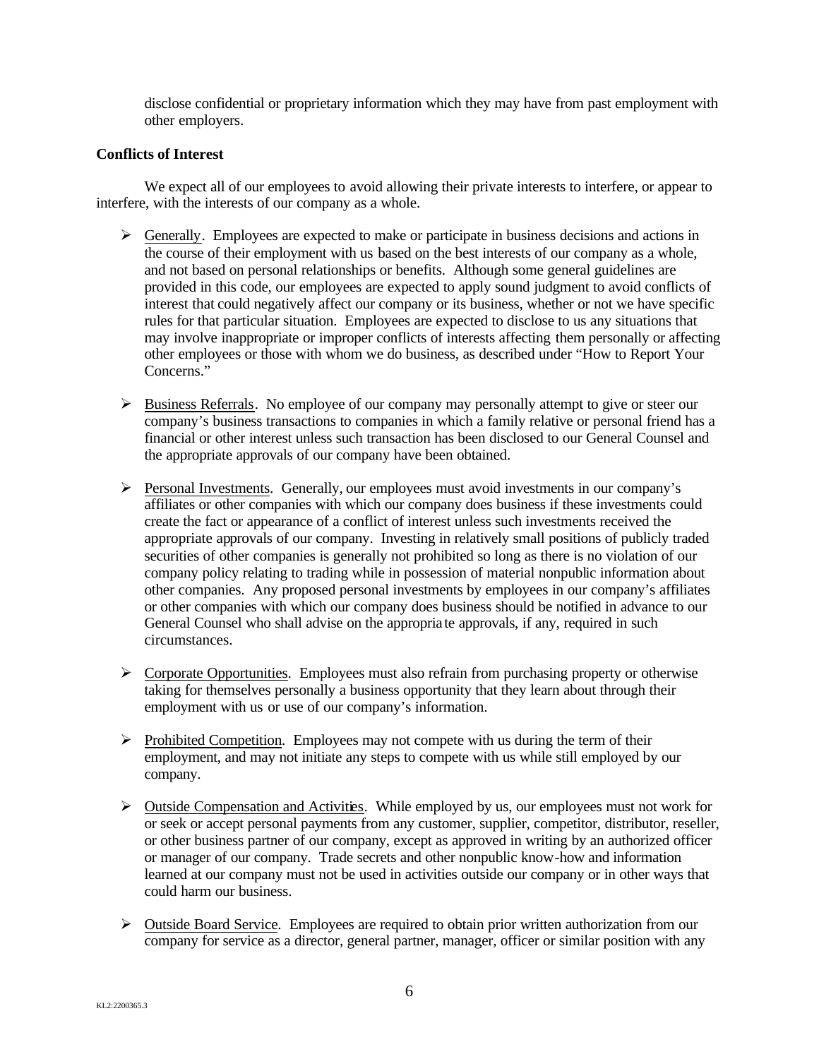disclose confidential or proprietary information which they may have from past employment with other employers.

**Conflicts of Interest**

We expect all of our employees to avoid allowing their private interests to interfere, or appear to interfere, with the interests of our company as a whole.

- Generally. Employees are expected to make or participate in business decisions and actions in the course of their employment with us based on the best interests of our company as a whole, and not based on personal relationships or benefits. Although some general guidelines are provided in this code, our employees are expected to apply sound judgment to avoid conflicts of interest that could negatively affect our company or its business, whether or not we have specific rules for that particular situation. Employees are expected to disclose to us any situations that may involve inappropriate or improper conflicts of interests affecting them personally or affecting other employees or those with whom we do business, as described under "How to Report Your Concerns."

- Business Referrals. No employee of our company may personally attempt to give or steer our company's business transactions to companies in which a family relative or personal friend has a financial or other interest unless such transaction has been disclosed to our General Counsel and the appropriate approvals of our company have been obtained.

- Personal Investments. Generally, our employees must avoid investments in our company's affiliates or other companies with which our company does business if these investments could create the fact or appearance of a conflict of interest unless such investments received the appropriate approvals of our company. Investing in relatively small positions of publicly traded securities of other companies is generally not prohibited so long as there is no violation of our company policy relating to trading while in possession of material nonpublic information about other companies. Any proposed personal investments by employees in our company's affiliates or other companies with which our company does business should be notified in advance to our General Counsel who shall advise on the appropriate approvals, if any, required in such circumstances.

- Corporate Opportunities. Employees must also refrain from purchasing property or otherwise taking for themselves personally a business opportunity that they learn about through their employment with us or use of our company's information.

- Prohibited Competition. Employees may not compete with us during the term of their employment, and may not initiate any steps to compete with us while still employed by our company.

- Outside Compensation and Activities. While employed by us, our employees must not work for or seek or accept personal payments from any customer, supplier, competitor, distributor, reseller, or other business partner of our company, except as approved in writing by an authorized officer or manager of our company. Trade secrets and other nonpublic know-how and information learned at our company must not be used in activities outside our company or in other ways that could harm our business.

- Outside Board Service. Employees are required to obtain prior written authorization from our company for service as a director, general partner, manager, officer or similar position with any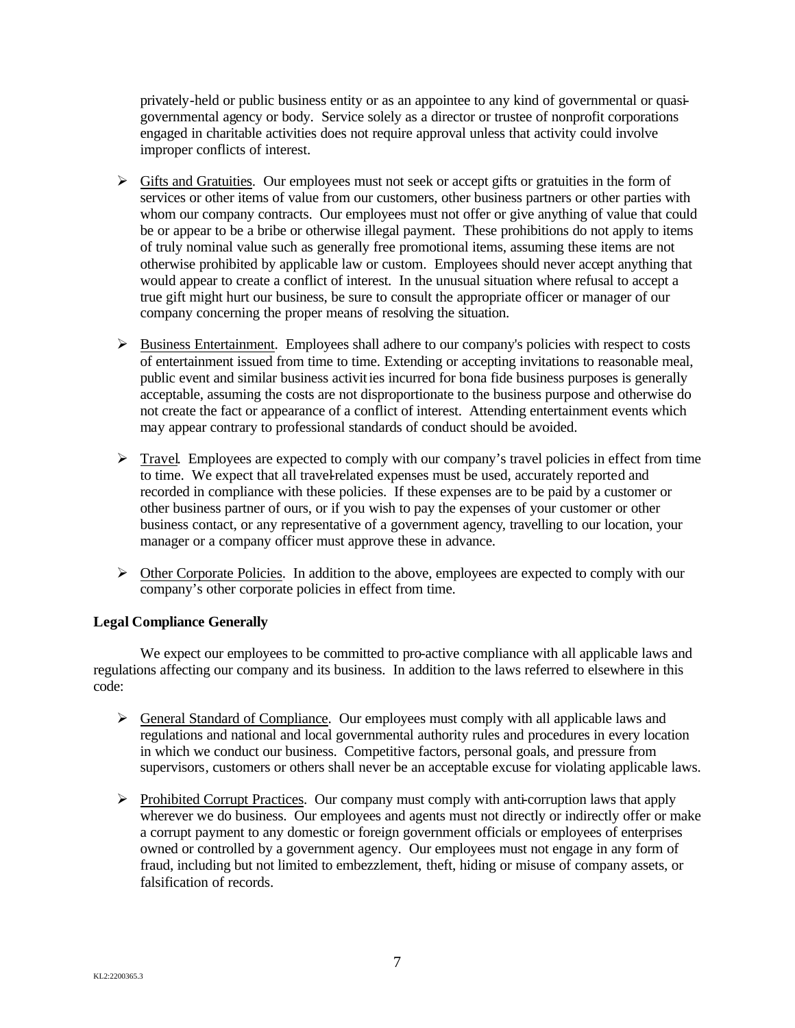privately-held or public business entity or as an appointee to any kind of governmental or quasi-governmental agency or body. Service solely as a director or trustee of nonprofit corporations engaged in charitable activities does not require approval unless that activity could involve improper conflicts of interest.

- Gifts and Gratuities. Our employees must not seek or accept gifts or gratuities in the form of services or other items of value from our customers, other business partners or other parties with whom our company contracts. Our employees must not offer or give anything of value that could be or appear to be a bribe or otherwise illegal payment. These prohibitions do not apply to items of truly nominal value such as generally free promotional items, assuming these items are not otherwise prohibited by applicable law or custom. Employees should never accept anything that would appear to create a conflict of interest. In the unusual situation where refusal to accept a true gift might hurt our business, be sure to consult the appropriate officer or manager of our company concerning the proper means of resolving the situation.

- Business Entertainment. Employees shall adhere to our company's policies with respect to costs of entertainment issued from time to time. Extending or accepting invitations to reasonable meal, public event and similar business activities incurred for bona fide business purposes is generally acceptable, assuming the costs are not disproportionate to the business purpose and otherwise do not create the fact or appearance of a conflict of interest. Attending entertainment events which may appear contrary to professional standards of conduct should be avoided.

- Travel. Employees are expected to comply with our company's travel policies in effect from time to time. We expect that all travel-related expenses must be used, accurately reported and recorded in compliance with these policies. If these expenses are to be paid by a customer or other business partner of ours, or if you wish to pay the expenses of your customer or other business contact, or any representative of a government agency, travelling to our location, your manager or a company officer must approve these in advance.

- Other Corporate Policies. In addition to the above, employees are expected to comply with our company's other corporate policies in effect from time.

**Legal Compliance Generally**

We expect our employees to be committed to pro-active compliance with all applicable laws and regulations affecting our company and its business. In addition to the laws referred to elsewhere in this code:

- General Standard of Compliance. Our employees must comply with all applicable laws and regulations and national and local governmental authority rules and procedures in every location in which we conduct our business. Competitive factors, personal goals, and pressure from supervisors, customers or others shall never be an acceptable excuse for violating applicable laws.

- Prohibited Corrupt Practices. Our company must comply with anti-corruption laws that apply wherever we do business. Our employees and agents must not directly or indirectly offer or make a corrupt payment to any domestic or foreign government officials or employees of enterprises owned or controlled by a government agency. Our employees must not engage in any form of fraud, including but not limited to embezzlement, theft, hiding or misuse of company assets, or falsification of records.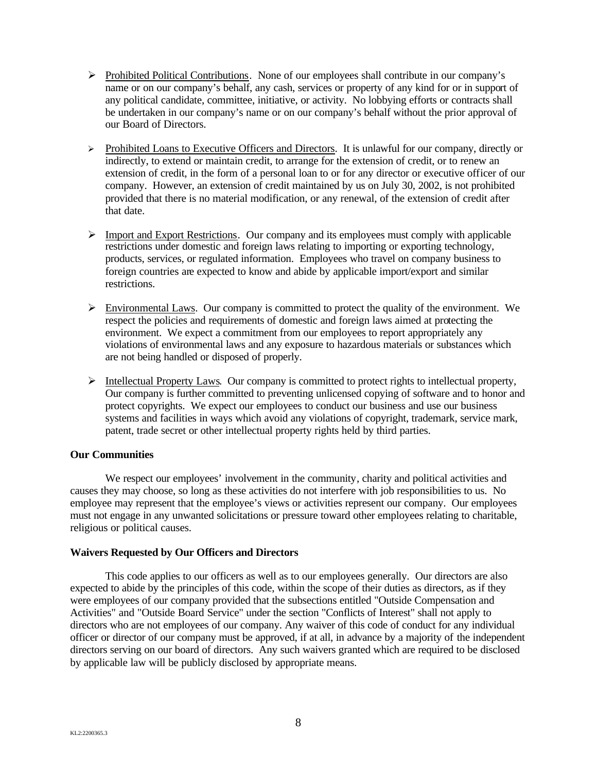- Prohibited Political Contributions. None of our employees shall contribute in our company's name or on our company's behalf, any cash, services or property of any kind for or in support of any political candidate, committee, initiative, or activity. No lobbying efforts or contracts shall be undertaken in our company's name or on our company's behalf without the prior approval of our Board of Directors.

- Prohibited Loans to Executive Officers and Directors. It is unlawful for our company, directly or indirectly, to extend or maintain credit, to arrange for the extension of credit, or to renew an extension of credit, in the form of a personal loan to or for any director or executive officer of our company. However, an extension of credit maintained by us on July 30, 2002, is not prohibited provided that there is no material modification, or any renewal, of the extension of credit after that date.

- Import and Export Restrictions. Our company and its employees must comply with applicable restrictions under domestic and foreign laws relating to importing or exporting technology, products, services, or regulated information. Employees who travel on company business to foreign countries are expected to know and abide by applicable import/export and similar restrictions.

- Environmental Laws. Our company is committed to protect the quality of the environment. We respect the policies and requirements of domestic and foreign laws aimed at protecting the environment. We expect a commitment from our employees to report appropriately any violations of environmental laws and any exposure to hazardous materials or substances which are not being handled or disposed of properly.

- Intellectual Property Laws. Our company is committed to protect rights to intellectual property, Our company is further committed to preventing unlicensed copying of software and to honor and protect copyrights. We expect our employees to conduct our business and use our business systems and facilities in ways which avoid any violations of copyright, trademark, service mark, patent, trade secret or other intellectual property rights held by third parties.

**Our Communities**

We respect our employees' involvement in the community, charity and political activities and causes they may choose, so long as these activities do not interfere with job responsibilities to us. No employee may represent that the employee's views or activities represent our company. Our employees must not engage in any unwanted solicitations or pressure toward other employees relating to charitable, religious or political causes.

**Waivers Requested by Our Officers and Directors**

This code applies to our officers as well as to our employees generally. Our directors are also expected to abide by the principles of this code, within the scope of their duties as directors, as if they were employees of our company provided that the subsections entitled "Outside Compensation and Activities" and "Outside Board Service" under the section "Conflicts of Interest" shall not apply to directors who are not employees of our company. Any waiver of this code of conduct for any individual officer or director of our company must be approved, if at all, in advance by a majority of the independent directors serving on our board of directors. Any such waivers granted which are required to be disclosed by applicable law will be publicly disclosed by appropriate means.